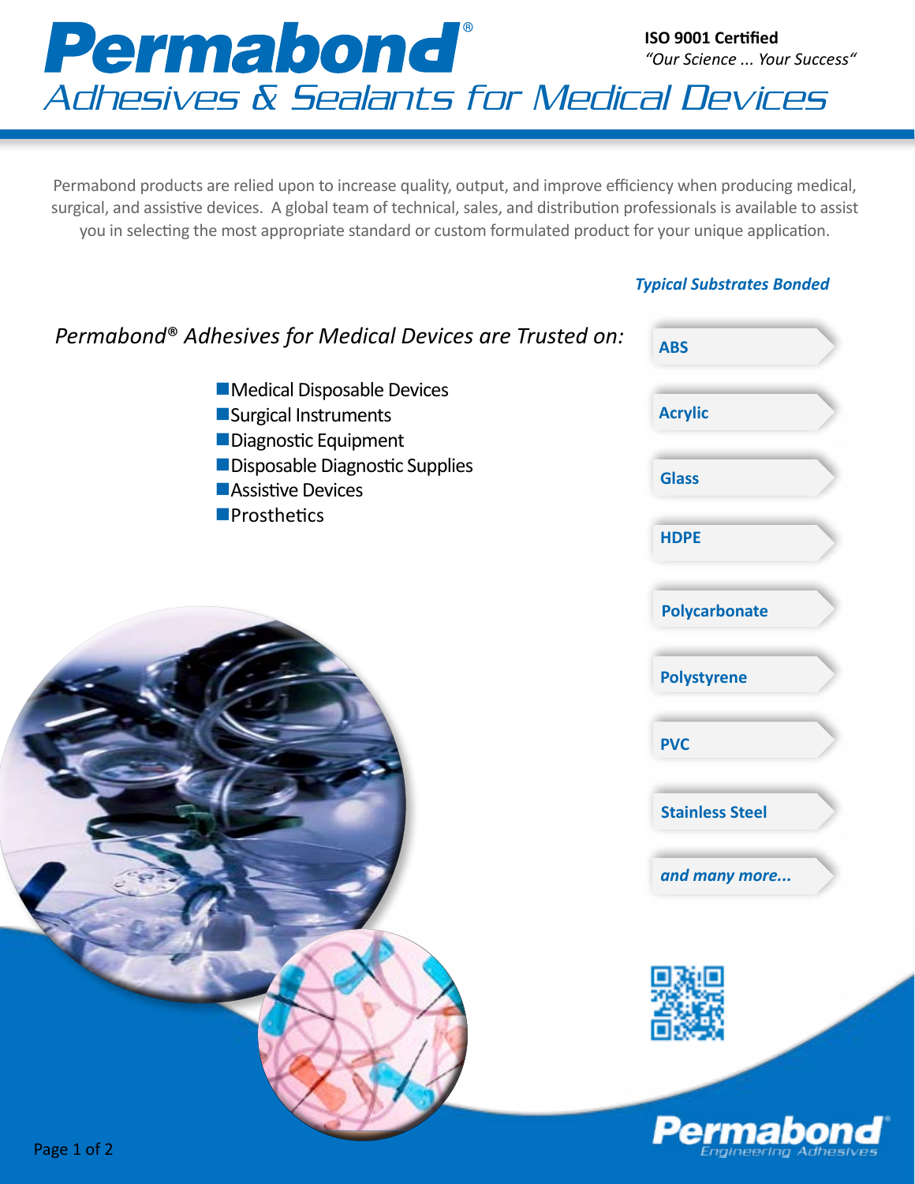# Permabond®

## Adhesives & Sealants for Medical Devices

**ISO 9001 Certified**
*"Our Science ... Your Success"*

Permabond products are relied upon to increase quality, output, and improve efficiency when producing medical, surgical, and assistive devices. A global team of technical, sales, and distribution professionals is available to assist you in selecting the most appropriate standard or custom formulated product for your unique application.

### *Permabond® Adhesives for Medical Devices are Trusted on:*

- Medical Disposable Devices
- Surgical Instruments
- Diagnostic Equipment
- Disposable Diagnostic Supplies
- Assistive Devices
- Prosthetics

### *Typical Substrates Bonded*

- **ABS**
- **Acrylic**
- **Glass**
- **HDPE**
- **Polycarbonate**
- **Polystyrene**
- **PVC**
- **Stainless Steel**
- ***and many more...***

**Permabond®**
Engineering Adhesives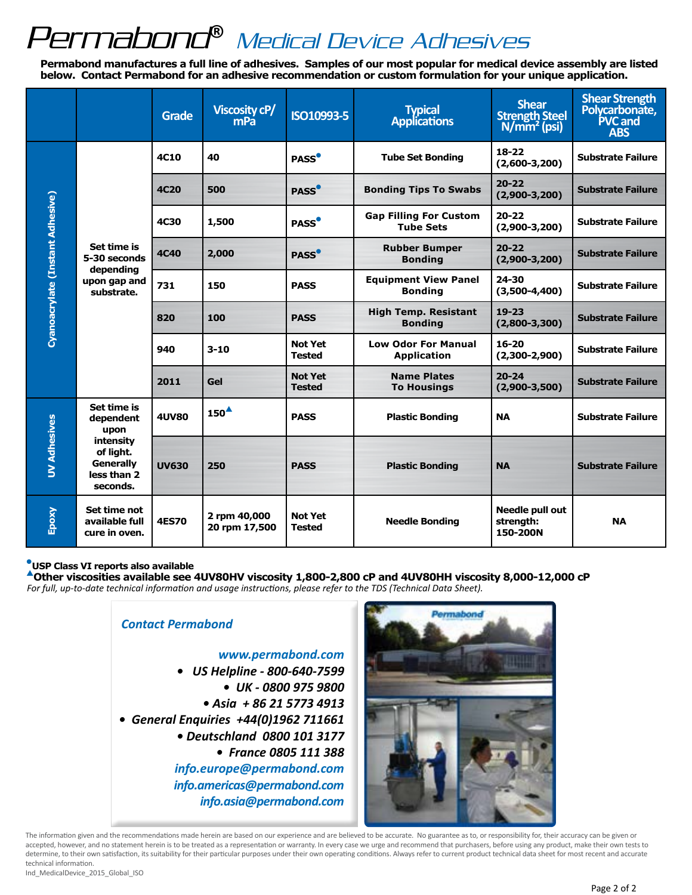# Permabond® Medical Device Adhesives

**Permabond manufactures a full line of adhesives. Samples of our most popular for medical device assembly are listed below. Contact Permabond for an adhesive recommendation or custom formulation for your unique application.**

| | | Grade | Viscosity cP/ mPa | ISO10993-5 | Typical Applications | Shear Strength Steel N/mm² (psi) | Shear Strength Polycarbonate, PVC and ABS |
|---|---|---|---|---|---|---|---|
| Cyanoacrylate (Instant Adhesive) | Set time is 5-30 seconds depending upon gap and substrate. | 4C10 | 40 | PASS• | Tube Set Bonding | 18-22 (2,600-3,200) | Substrate Failure |
| | | 4C20 | 500 | PASS• | Bonding Tips To Swabs | 20-22 (2,900-3,200) | Substrate Failure |
| | | 4C30 | 1,500 | PASS• | Gap Filling For Custom Tube Sets | 20-22 (2,900-3,200) | Substrate Failure |
| | | 4C40 | 2,000 | PASS• | Rubber Bumper Bonding | 20-22 (2,900-3,200) | Substrate Failure |
| | | 731 | 150 | PASS | Equipment View Panel Bonding | 24-30 (3,500-4,400) | Substrate Failure |
| | | 820 | 100 | PASS | High Temp. Resistant Bonding | 19-23 (2,800-3,300) | Substrate Failure |
| | | 940 | 3-10 | Not Yet Tested | Low Odor For Manual Application | 16-20 (2,300-2,900) | Substrate Failure |
| | | 2011 | Gel | Not Yet Tested | Name Plates To Housings | 20-24 (2,900-3,500) | Substrate Failure |
| UV Adhesives | Set time is dependent upon intensity of light. Generally less than 2 seconds. | 4UV80 | 150▲ | PASS | Plastic Bonding | NA | Substrate Failure |
| | | UV630 | 250 | PASS | Plastic Bonding | NA | Substrate Failure |
| Epoxy | Set time not available full cure in oven. | 4ES70 | 2 rpm 40,000 20 rpm 17,500 | Not Yet Tested | Needle Bonding | Needle pull out strength: 150-200N | NA |

**•USP Class VI reports also available**

**▲Other viscosities available see 4UV80HV viscosity 1,800-2,800 cP and 4UV80HH viscosity 8,000-12,000 cP**

*For full, up-to-date technical information and usage instructions, please refer to the TDS (Technical Data Sheet).*

## *Contact Permabond*

*www.permabond.com*
- *US Helpline - 800-640-7599*
- *UK - 0800 975 9800*
- *Asia + 86 21 5773 4913*
- *General Enquiries +44(0)1962 711661*
- *Deutschland 0800 101 3177*
- *France 0805 111 388*

*info.europe@permabond.com*
*info.americas@permabond.com*
*info.asia@permabond.com*

The information given and the recommendations made herein are based on our experience and are believed to be accurate. No guarantee as to, or responsibility for, their accuracy can be given or accepted, however, and no statement herein is to be treated as a representation or warranty. In every case we urge and recommend that purchasers, before using any product, make their own tests to determine, to their own satisfaction, its suitability for their particular purposes under their own operating conditions. Always refer to current product technical data sheet for most recent and accurate technical information.

Ind_MedicalDevice_2015_Global_ISO